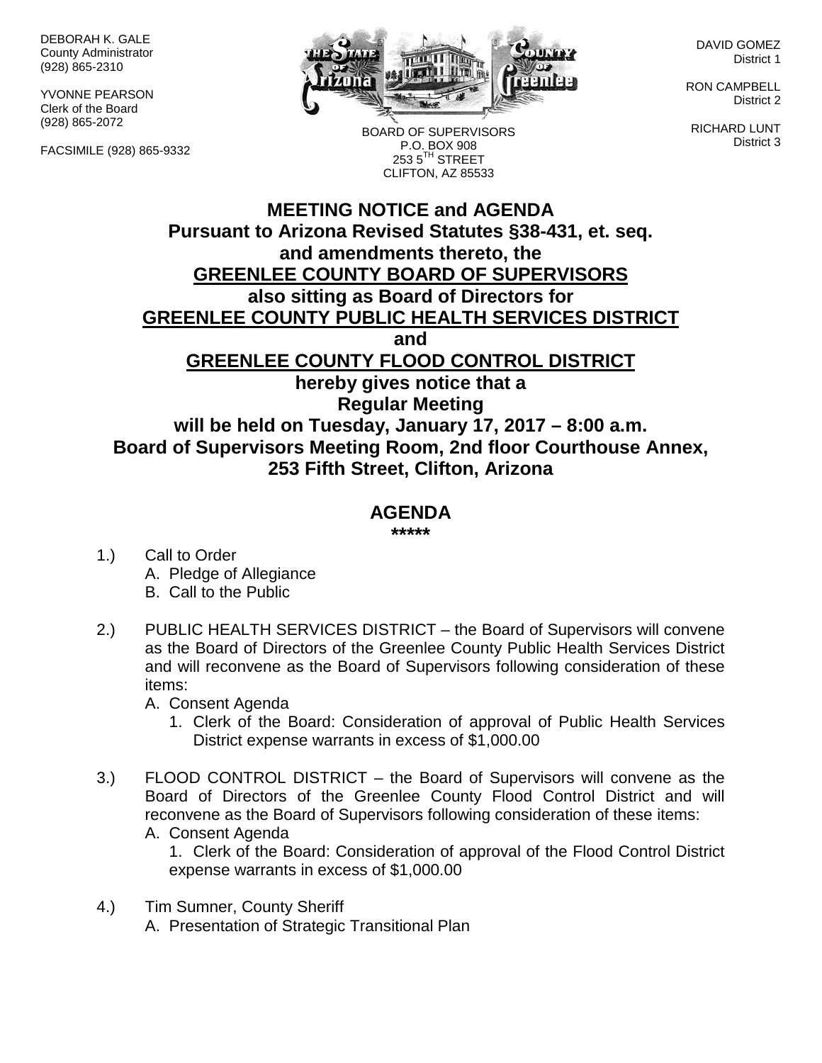DEBORAH K. GALE
County Administrator
(928) 865-2310

YVONNE PEARSON
Clerk of the Board
(928) 865-2072

FACSIMILE (928) 865-9332

BOARD OF SUPERVISORS
P.O. BOX 908
253 5TH STREET
CLIFTON, AZ 85533

DAVID GOMEZ
District 1

RON CAMPBELL
District 2

RICHARD LUNT
District 3

# MEETING NOTICE and AGENDA

**Pursuant to Arizona Revised Statutes §38-431, et. seq. and amendments thereto, the**
**GREENLEE COUNTY BOARD OF SUPERVISORS**
**also sitting as Board of Directors for**
**GREENLEE COUNTY PUBLIC HEALTH SERVICES DISTRICT**
**and**
**GREENLEE COUNTY FLOOD CONTROL DISTRICT**
**hereby gives notice that a**
**Regular Meeting**
**will be held on Tuesday, January 17, 2017 – 8:00 a.m.**
**Board of Supervisors Meeting Room, 2nd floor Courthouse Annex, 253 Fifth Street, Clifton, Arizona**

## AGENDA

*****

1.) Call to Order
   A. Pledge of Allegiance
   B. Call to the Public

2.) PUBLIC HEALTH SERVICES DISTRICT – the Board of Supervisors will convene as the Board of Directors of the Greenlee County Public Health Services District and will reconvene as the Board of Supervisors following consideration of these items:
   A. Consent Agenda
      1. Clerk of the Board: Consideration of approval of Public Health Services District expense warrants in excess of $1,000.00

3.) FLOOD CONTROL DISTRICT – the Board of Supervisors will convene as the Board of Directors of the Greenlee County Flood Control District and will reconvene as the Board of Supervisors following consideration of these items:
   A. Consent Agenda
      1. Clerk of the Board: Consideration of approval of the Flood Control District expense warrants in excess of $1,000.00

4.) Tim Sumner, County Sheriff
   A. Presentation of Strategic Transitional Plan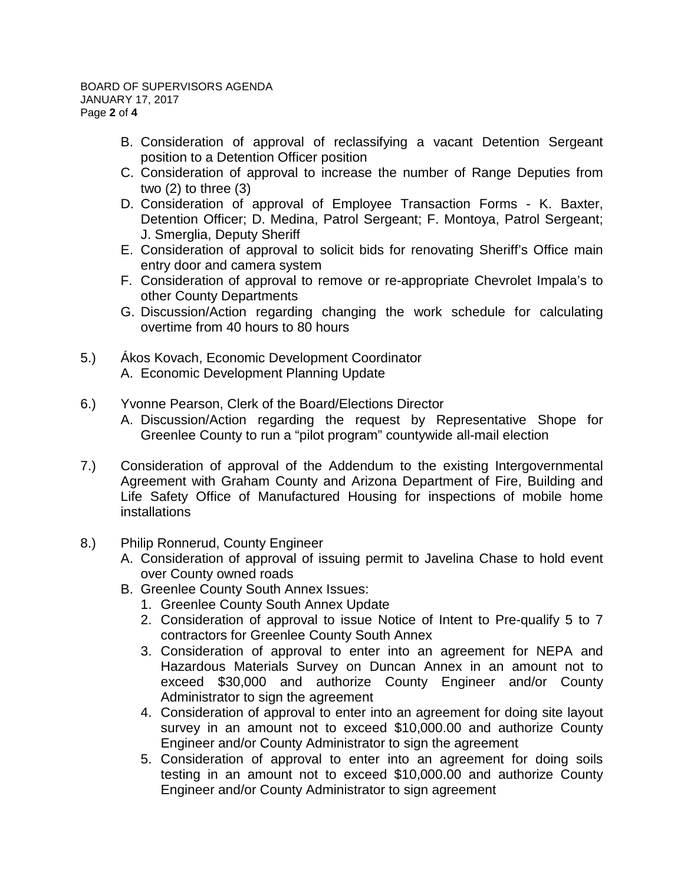B. Consideration of approval of reclassifying a vacant Detention Sergeant position to a Detention Officer position
C. Consideration of approval to increase the number of Range Deputies from two (2) to three (3)
D. Consideration of approval of Employee Transaction Forms - K. Baxter, Detention Officer; D. Medina, Patrol Sergeant; F. Montoya, Patrol Sergeant; J. Smerglia, Deputy Sheriff
E. Consideration of approval to solicit bids for renovating Sheriff's Office main entry door and camera system
F. Consideration of approval to remove or re-appropriate Chevrolet Impala's to other County Departments
G. Discussion/Action regarding changing the work schedule for calculating overtime from 40 hours to 80 hours

5.) Ákos Kovach, Economic Development Coordinator
A. Economic Development Planning Update

6.) Yvonne Pearson, Clerk of the Board/Elections Director
A. Discussion/Action regarding the request by Representative Shope for Greenlee County to run a "pilot program" countywide all-mail election

7.) Consideration of approval of the Addendum to the existing Intergovernmental Agreement with Graham County and Arizona Department of Fire, Building and Life Safety Office of Manufactured Housing for inspections of mobile home installations

8.) Philip Ronnerud, County Engineer
A. Consideration of approval of issuing permit to Javelina Chase to hold event over County owned roads
B. Greenlee County South Annex Issues:
1. Greenlee County South Annex Update
2. Consideration of approval to issue Notice of Intent to Pre-qualify 5 to 7 contractors for Greenlee County South Annex
3. Consideration of approval to enter into an agreement for NEPA and Hazardous Materials Survey on Duncan Annex in an amount not to exceed $30,000 and authorize County Engineer and/or County Administrator to sign the agreement
4. Consideration of approval to enter into an agreement for doing site layout survey in an amount not to exceed $10,000.00 and authorize County Engineer and/or County Administrator to sign the agreement
5. Consideration of approval to enter into an agreement for doing soils testing in an amount not to exceed $10,000.00 and authorize County Engineer and/or County Administrator to sign agreement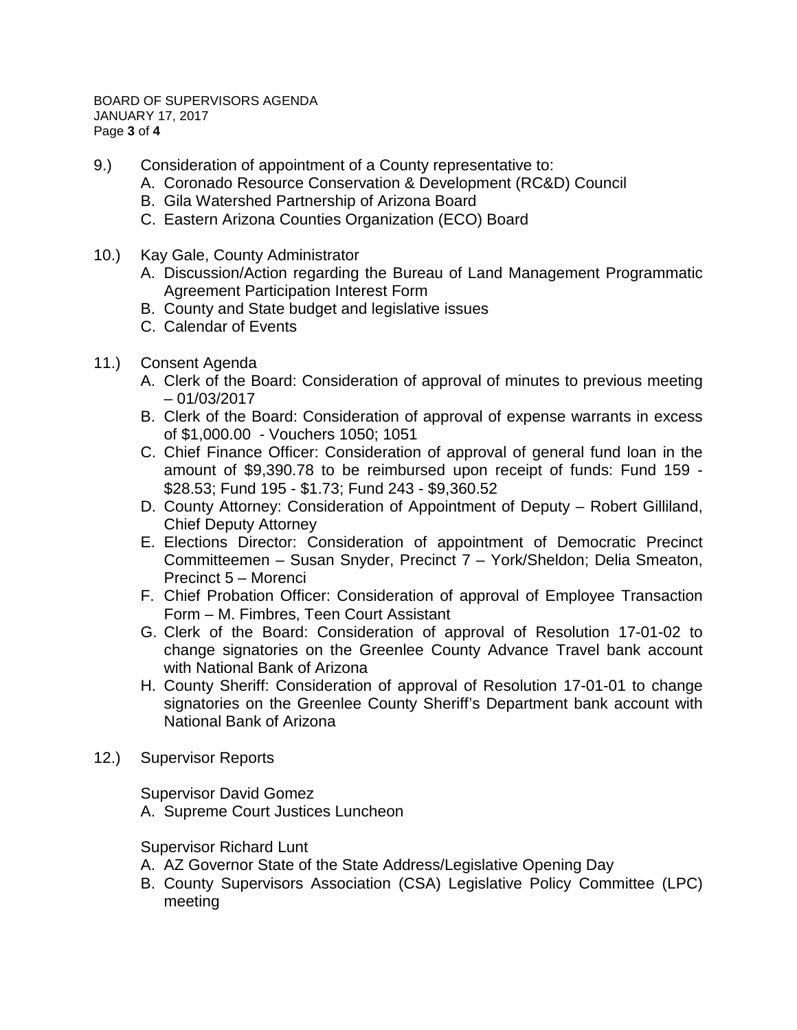9.) Consideration of appointment of a County representative to:
   A. Coronado Resource Conservation & Development (RC&D) Council
   B. Gila Watershed Partnership of Arizona Board
   C. Eastern Arizona Counties Organization (ECO) Board

10.) Kay Gale, County Administrator
   A. Discussion/Action regarding the Bureau of Land Management Programmatic Agreement Participation Interest Form
   B. County and State budget and legislative issues
   C. Calendar of Events

11.) Consent Agenda
   A. Clerk of the Board: Consideration of approval of minutes to previous meeting – 01/03/2017
   B. Clerk of the Board: Consideration of approval of expense warrants in excess of $1,000.00 - Vouchers 1050; 1051
   C. Chief Finance Officer: Consideration of approval of general fund loan in the amount of $9,390.78 to be reimbursed upon receipt of funds: Fund 159 - $28.53; Fund 195 - $1.73; Fund 243 - $9,360.52
   D. County Attorney: Consideration of Appointment of Deputy – Robert Gilliland, Chief Deputy Attorney
   E. Elections Director: Consideration of appointment of Democratic Precinct Committeemen – Susan Snyder, Precinct 7 – York/Sheldon; Delia Smeaton, Precinct 5 – Morenci
   F. Chief Probation Officer: Consideration of approval of Employee Transaction Form – M. Fimbres, Teen Court Assistant
   G. Clerk of the Board: Consideration of approval of Resolution 17-01-02 to change signatories on the Greenlee County Advance Travel bank account with National Bank of Arizona
   H. County Sheriff: Consideration of approval of Resolution 17-01-01 to change signatories on the Greenlee County Sheriff's Department bank account with National Bank of Arizona

12.) Supervisor Reports

   Supervisor David Gomez
   A. Supreme Court Justices Luncheon

   Supervisor Richard Lunt
   A. AZ Governor State of the State Address/Legislative Opening Day
   B. County Supervisors Association (CSA) Legislative Policy Committee (LPC) meeting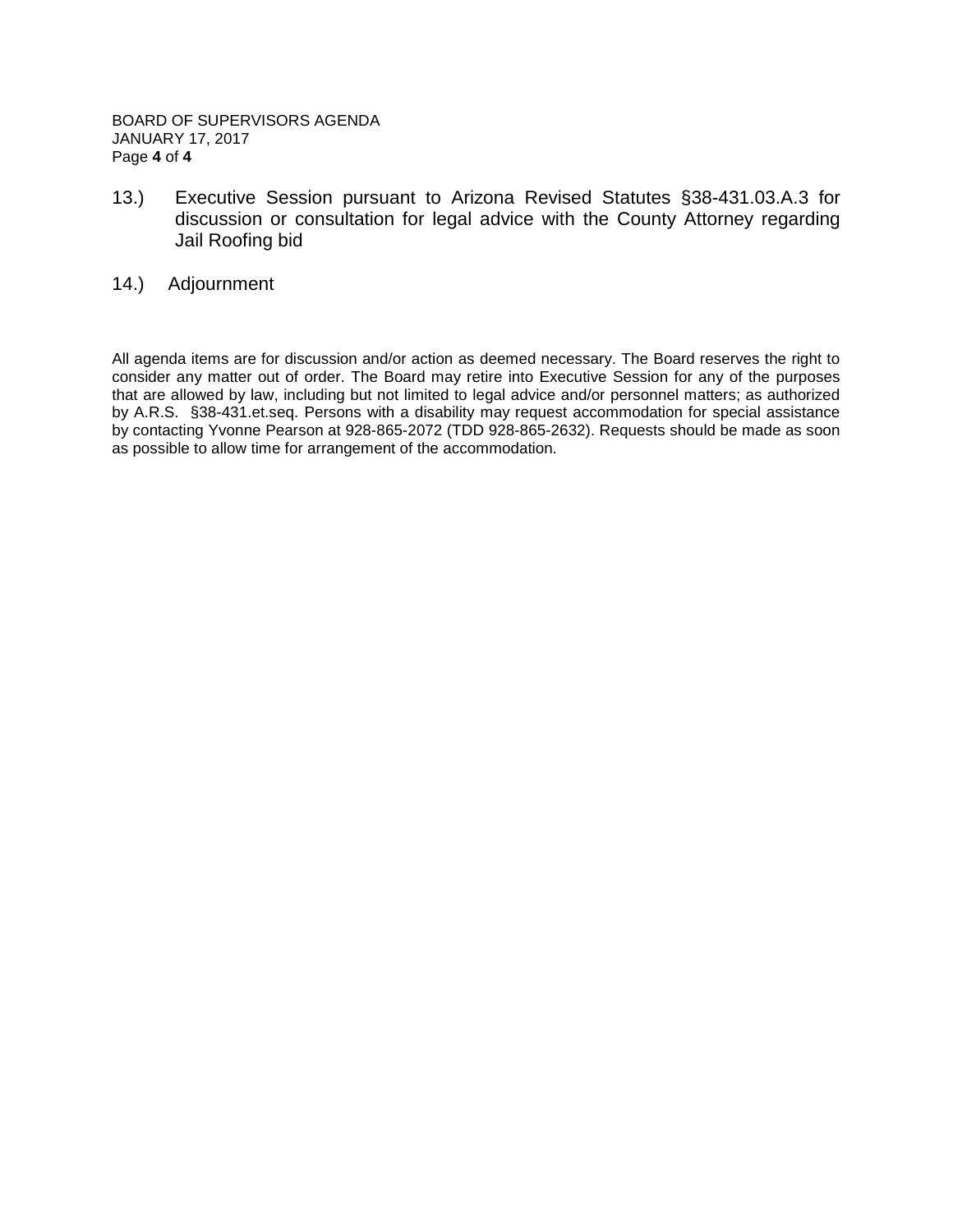13.) Executive Session pursuant to Arizona Revised Statutes §38-431.03.A.3 for discussion or consultation for legal advice with the County Attorney regarding Jail Roofing bid

14.) Adjournment

All agenda items are for discussion and/or action as deemed necessary. The Board reserves the right to consider any matter out of order. The Board may retire into Executive Session for any of the purposes that are allowed by law, including but not limited to legal advice and/or personnel matters; as authorized by A.R.S. §38-431.et.seq. Persons with a disability may request accommodation for special assistance by contacting Yvonne Pearson at 928-865-2072 (TDD 928-865-2632). Requests should be made as soon as possible to allow time for arrangement of the accommodation.